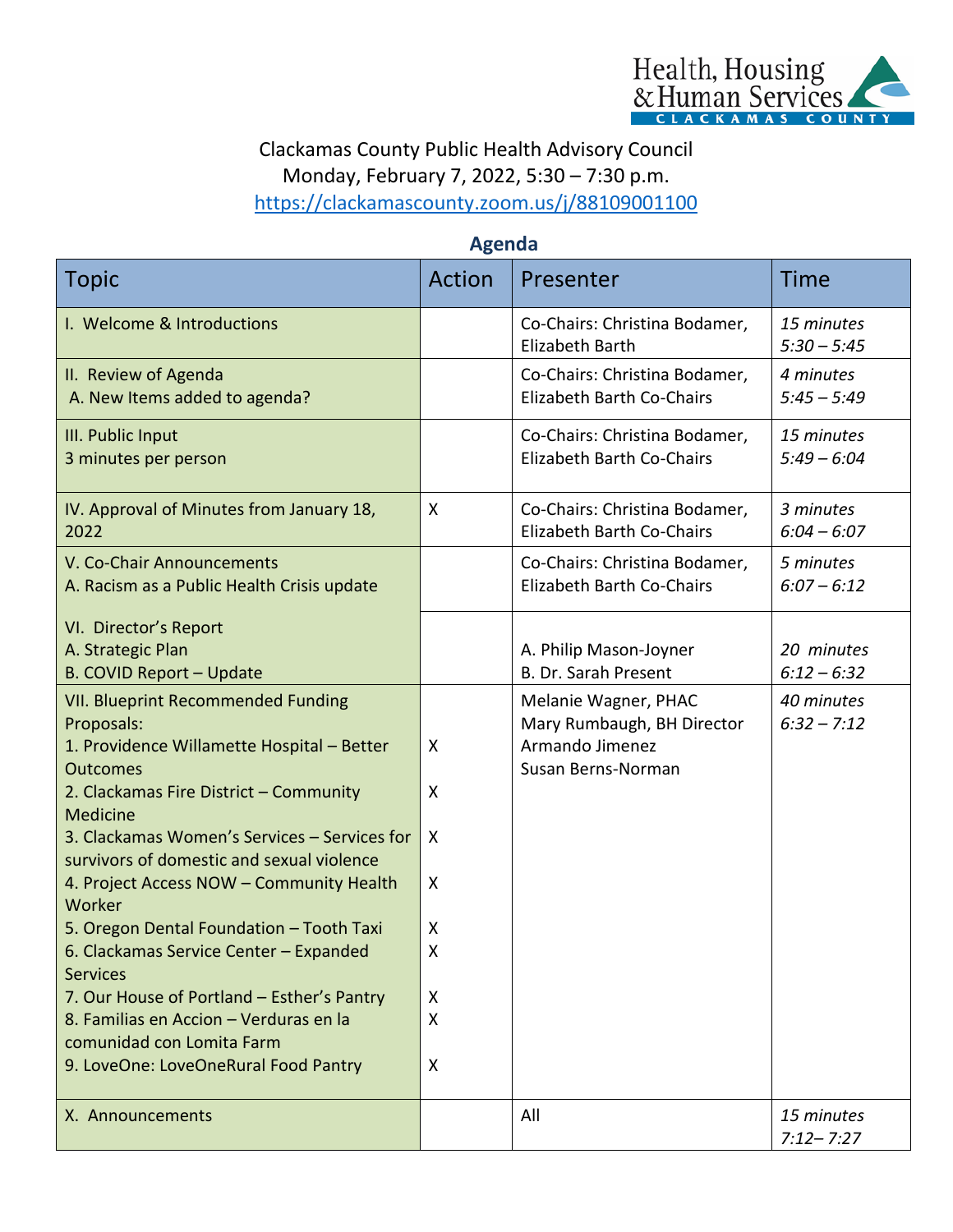Health, Housing & Human Services
CLACKAMAS COUNTY

Clackamas County Public Health Advisory Council
Monday, February 7, 2022, 5:30 – 7:30 p.m.
https://clackamascounty.zoom.us/j/88109001100

## Agenda

| Topic | Action | Presenter | Time |
|---|---|---|---|
| I. Welcome & Introductions | | Co-Chairs: Christina Bodamer, Elizabeth Barth | *15 minutes 5:30 – 5:45* |
| II. Review of Agenda<br>A. New Items added to agenda? | | Co-Chairs: Christina Bodamer, Elizabeth Barth Co-Chairs | *4 minutes 5:45 – 5:49* |
| III. Public Input<br>3 minutes per person | | Co-Chairs: Christina Bodamer, Elizabeth Barth Co-Chairs | *15 minutes 5:49 – 6:04* |
| IV. Approval of Minutes from January 18, 2022 | X | Co-Chairs: Christina Bodamer, Elizabeth Barth Co-Chairs | *3 minutes 6:04 – 6:07* |
| V. Co-Chair Announcements<br>A. Racism as a Public Health Crisis update | | Co-Chairs: Christina Bodamer, Elizabeth Barth Co-Chairs | *5 minutes 6:07 – 6:12* |
| VI. Director's Report<br>A. Strategic Plan<br>B. COVID Report – Update | | A. Philip Mason-Joyner<br>B. Dr. Sarah Present | *20 minutes 6:12 – 6:32* |
| VII. Blueprint Recommended Funding Proposals:<br>1. Providence Willamette Hospital – Better Outcomes<br>2. Clackamas Fire District – Community Medicine<br>3. Clackamas Women's Services – Services for survivors of domestic and sexual violence<br>4. Project Access NOW – Community Health Worker<br>5. Oregon Dental Foundation – Tooth Taxi<br>6. Clackamas Service Center – Expanded Services<br>7. Our House of Portland – Esther's Pantry<br>8. Familias en Accion – Verduras en la comunidad con Lomita Farm<br>9. LoveOne: LoveOneRural Food Pantry | <br>X<br>X<br>X<br>X<br>X<br>X<br>X<br>X<br>X | Melanie Wagner, PHAC<br>Mary Rumbaugh, BH Director<br>Armando Jimenez<br>Susan Berns-Norman | *40 minutes 6:32 – 7:12* |
| X. Announcements | | All | *15 minutes 7:12– 7:27* |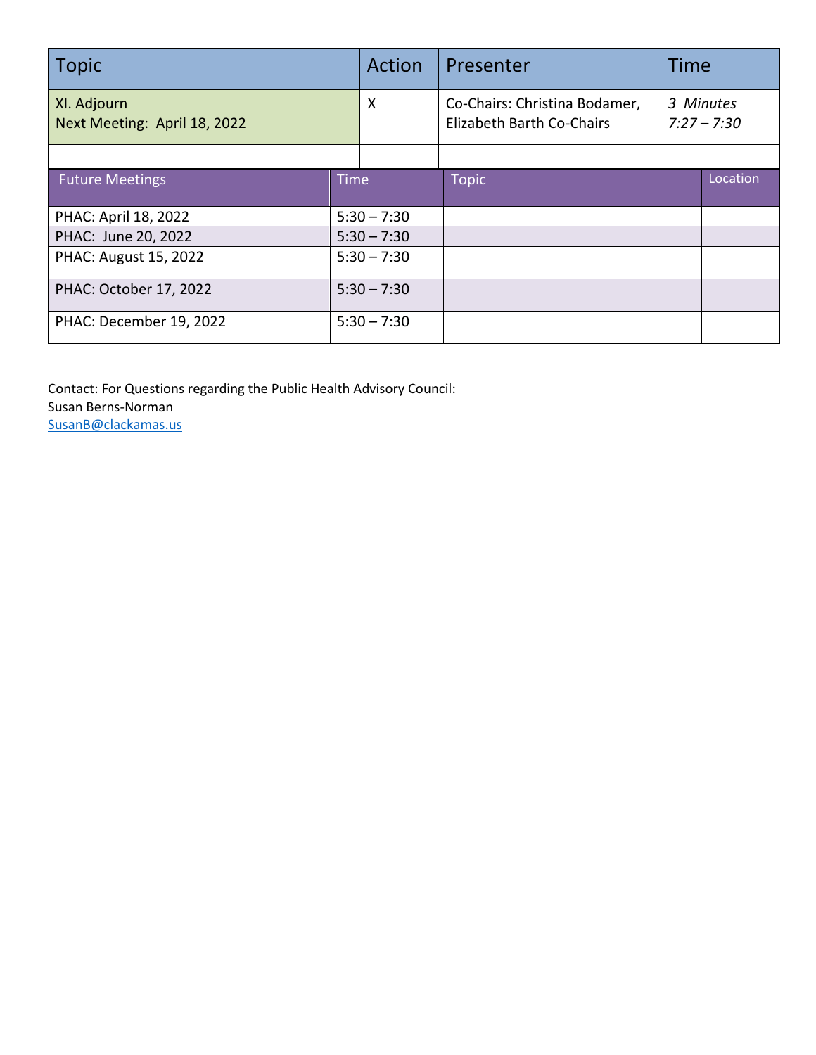| Topic | Action | Presenter | Time |
|---|---|---|---|
| XI. Adjourn<br>Next Meeting: April 18, 2022 | X | Co-Chairs: Christina Bodamer, Elizabeth Barth Co-Chairs | *3 Minutes*<br>*7:27 – 7:30* |
| | | | |

| Future Meetings | Time | Topic | Location |
|---|---|---|---|
| PHAC: April 18, 2022 | 5:30 – 7:30 | | |
| PHAC: June 20, 2022 | 5:30 – 7:30 | | |
| PHAC: August 15, 2022 | 5:30 – 7:30 | | |
| PHAC: October 17, 2022 | 5:30 – 7:30 | | |
| PHAC: December 19, 2022 | 5:30 – 7:30 | | |

Contact: For Questions regarding the Public Health Advisory Council:
Susan Berns-Norman
SusanB@clackamas.us